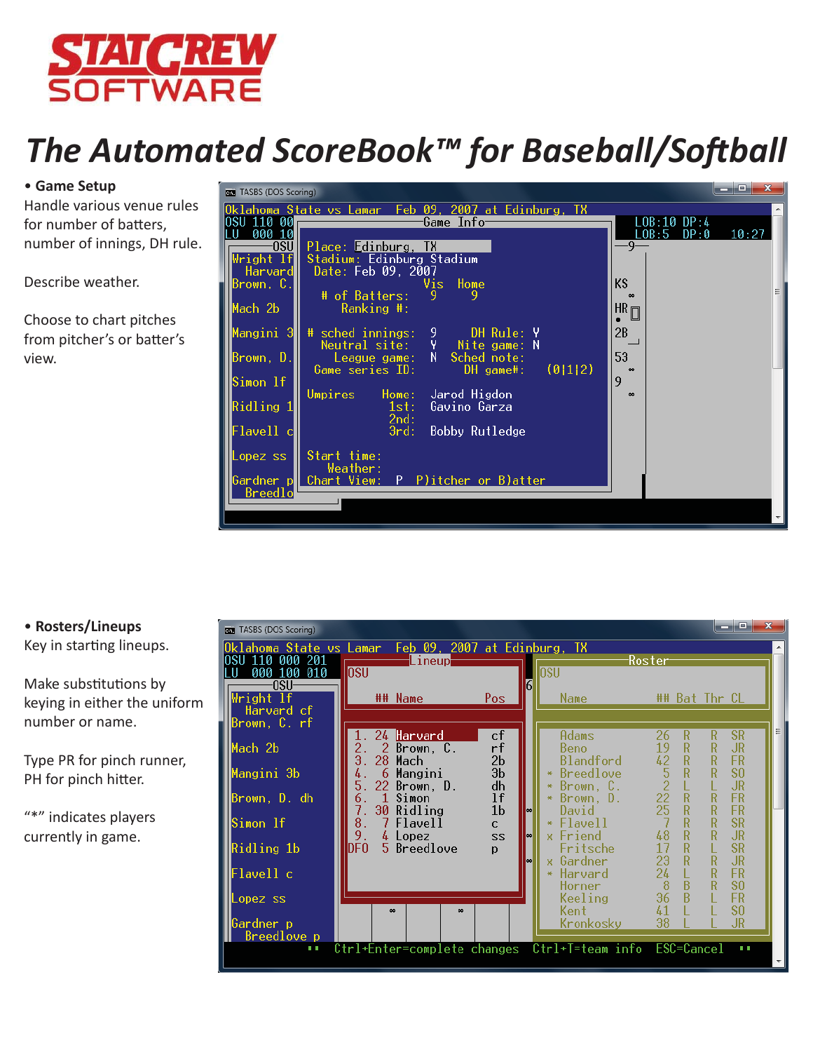# STATCREW SOFTWARE

# *The Automated ScoreBook™ for Baseball/Softball*

- **Game Setup**

Handle various venue rules for number of batters, number of innings, DH rule.

Describe weather.

Choose to chart pitches from pitcher's or batter's view.

- **Rosters/Lineups**

Key in starting lineups.

Make substitutions by keying in either the uniform number or name.

Type PR for pinch runner, PH for pinch hitter.

"*" indicates players currently in game.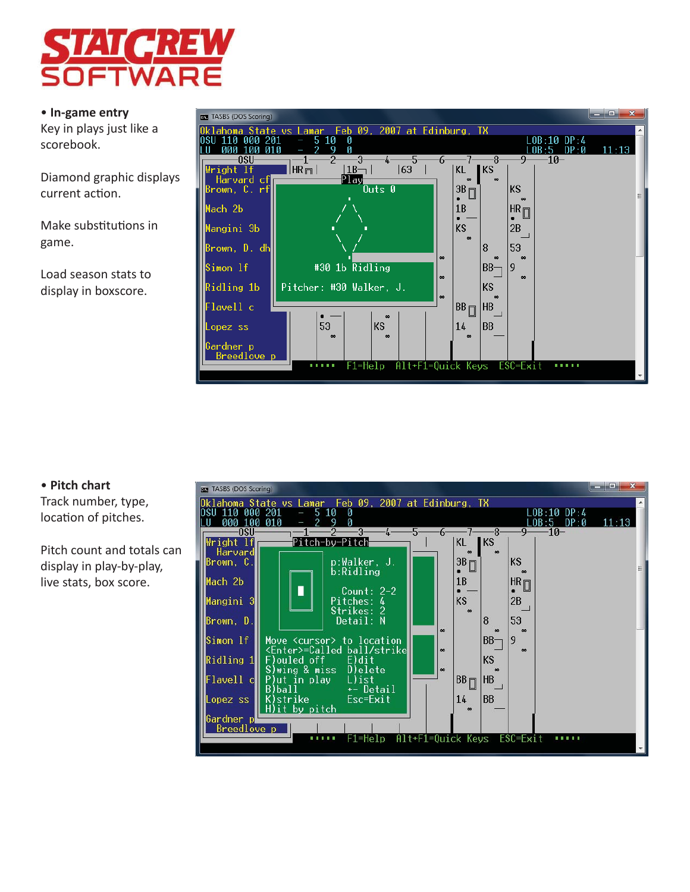**STATCREW SOFTWARE**

- **In-game entry**

Key in plays just like a scorebook.

Diamond graphic displays current action.

Make substitutions in game.

Load season stats to display in boxscore.

- **Pitch chart**

Track number, type, location of pitches.

Pitch count and totals can display in play-by-play, live stats, box score.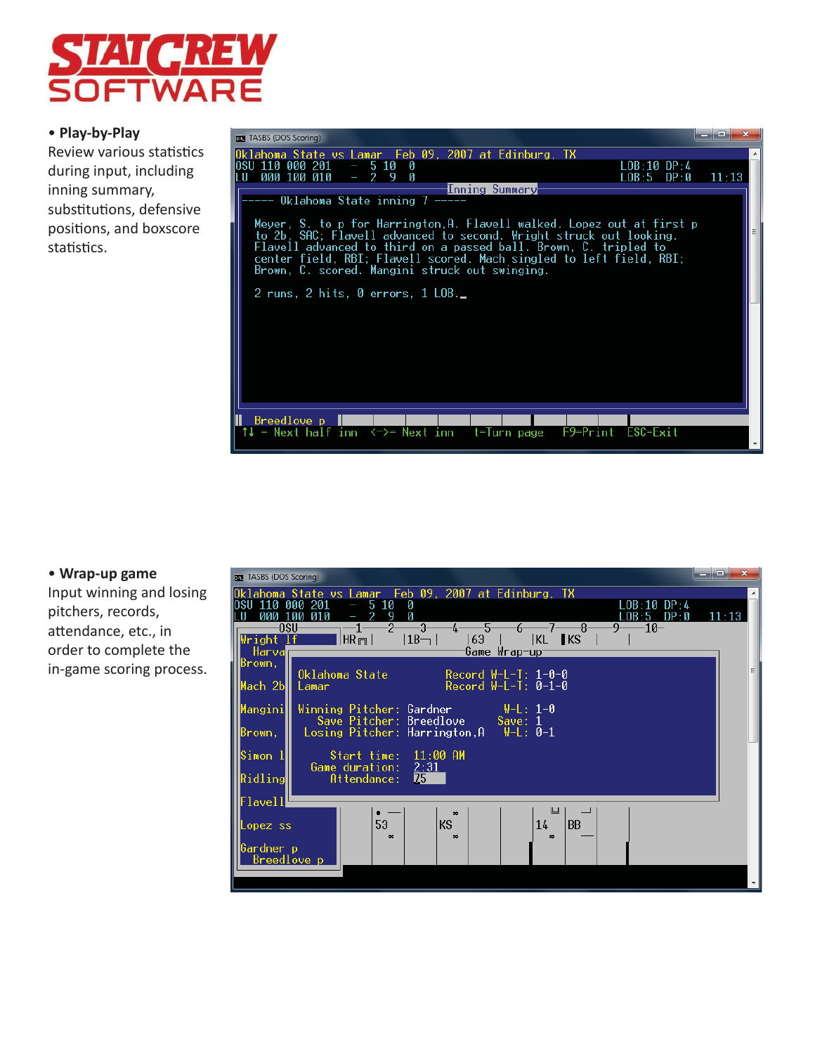**STATCREW SOFTWARE**

- **Play-by-Play**
  Review various statistics during input, including inning summary, substitutions, defensive positions, and boxscore statistics.

```
TASBS (DOS Scoring)
Oklahoma State vs Lamar   Feb 09, 2007 at Edinburg, TX
OSU 110 000 201   -  5 10  0                                   LOB:10 DP:4
LU  000 100 010   -  2  9  0                                   LOB:5  DP:0   11:13
                                Inning Summary
----- Oklahoma State inning 7 -----

 Meyer, S. to p for Harrington,A. Flavell walked. Lopez out at first p
 to 2b, SAC; Flavell advanced to second. Wright struck out looking.
 Flavell advanced to third on a passed ball. Brown, C. tripled to
 center field, RBI; Flavell scored. Mach singled to left field, RBI;
 Brown, C. scored. Mangini struck out swinging.

 2 runs, 2 hits, 0 errors, 1 LOB._

 Breedlove p
↑↓ = Next half inn   <->= Next inn   t=Turn page   F9=Print  ESC=Exit
```

- **Wrap-up game**
  Input winning and losing pitchers, records, attendance, etc., in order to complete the in-game scoring process.

```
TASBS (DOS Scoring)
Oklahoma State vs Lamar   Feb 09, 2007 at Edinburg, TX
OSU 110 000 201   -  5 10  0                                   LOB:10 DP:4
LU  000 100 010   -  2  9  0                                   LOB:5  DP:0   11:13
                                  Game Wrap-up

 Oklahoma State              Record W-L-T: 1-0-0
 Lamar                       Record W-L-T: 0-1-0

 Winning Pitcher: Gardner          W-L: 1-0
    Save Pitcher: Breedlove       Save: 1
  Losing Pitcher: Harrington,A     W-L: 0-1

      Start time:  11:00 AM
   Game duration:  2:31
      Attendance:  75
```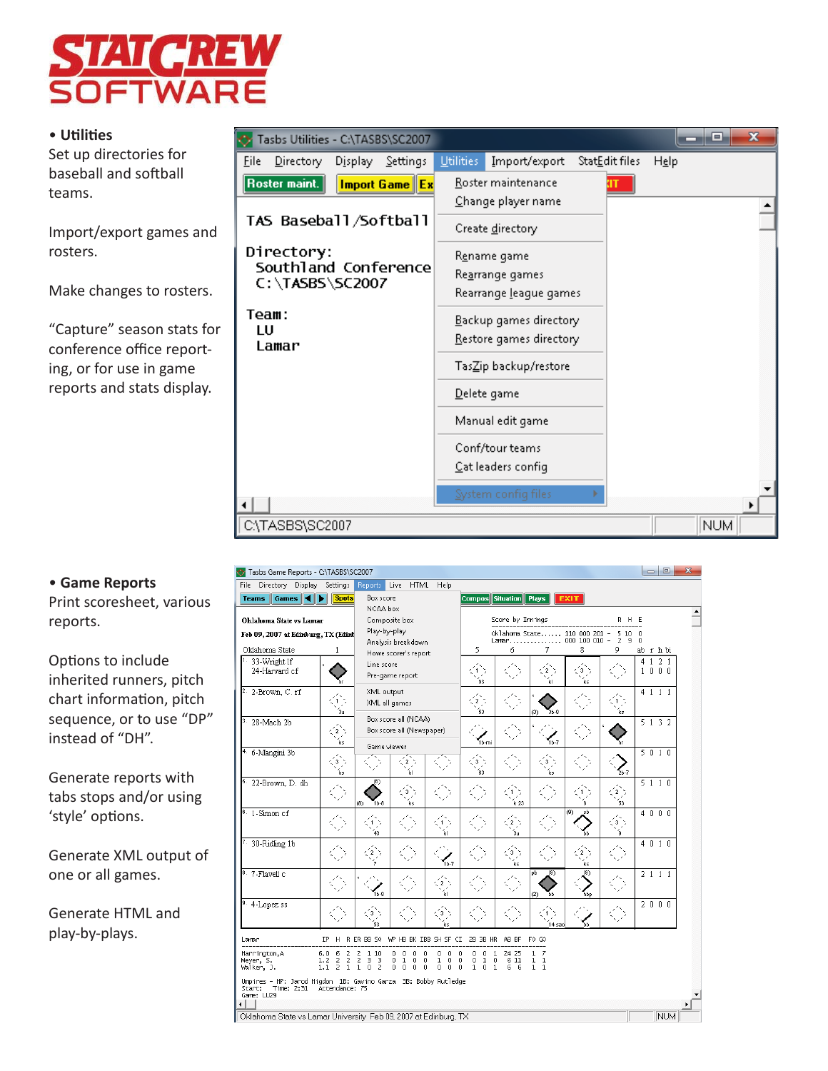# STATCREW SOFTWARE

- **Utilities**

Set up directories for baseball and softball teams.

Import/export games and rosters.

Make changes to rosters.

"Capture" season stats for conference office reporting, or for use in game reports and stats display.

- **Game Reports**

Print scoresheet, various reports.

Options to include inherited runners, pitch chart information, pitch sequence, or to use "DP" instead of "DH".

Generate reports with tabs stops and/or using 'style' options.

Generate XML output of one or all games.

Generate HTML and play-by-plays.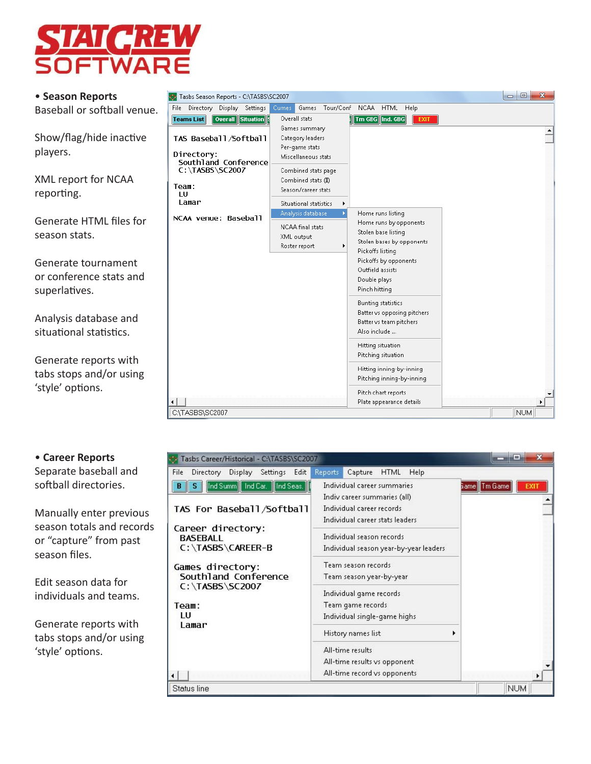# STATCREW SOFTWARE

**• Season Reports**
Baseball or softball venue.

Show/flag/hide inactive players.

XML report for NCAA reporting.

Generate HTML files for season stats.

Generate tournament or conference stats and superlatives.

Analysis database and situational statistics.

Generate reports with tabs stops and/or using 'style' options.

Tasbs Season Reports - C:\TASBS\SC2007

File Directory Display Settings Cumes Games Tour/Conf NCAA HTML Help

Teams List Overall Situation Tm GBG Ind. GBG EXIT

TAS Baseball/Softball

Directory:
Southland Conference
C:\TASBS\SC2007

Team:
LU
Lamar

NCAA venue: Baseball

Overall stats
Games summary
Category leaders
Per-game stats
Miscellaneous stats
Combined stats page
Combined stats (II)
Season/career stats
Situational statistics
Analysis database
NCAA final stats
XML output
Roster report

Home runs listing
Home runs by opponents
Stolen base listing
Stolen bases by opponents
Pickoffs listing
Pickoffs by opponents
Outfield assists
Double plays
Pinch hitting
Bunting statistics
Batter vs opposing pitchers
Batter vs team pitchers
Also include ...
Hitting situation
Pitching situation
Hitting inning-by-inning
Pitching inning-by-inning
Pitch chart reports
Plate appearance details

C:\TASBS\SC2007 NUM

**• Career Reports**
Separate baseball and softball directories.

Manually enter previous season totals and records or "capture" from past season files.

Edit season data for individuals and teams.

Generate reports with tabs stops and/or using 'style' options.

Tasbs Career/Historical - C:\TASBS\SC2007

File Directory Display Settings Edit Reports Capture HTML Help

B S Ind Summ Ind Car. Ind Seas. Game Tm Game EXIT

TAS For Baseball/Softball

Career directory:
BASEBALL
C:\TASBS\CAREER-B

Games directory:
Southland Conference
C:\TASBS\SC2007

Team:
LU
Lamar

Individual career summaries
Indiv career summaries (all)
Individual career records
Individual career stats leaders
Individual season records
Individual season year-by-year leaders
Team season records
Team season year-by-year
Individual game records
Team game records
Individual single-game highs
History names list
All-time results
All-time results vs opponent
All-time record vs opponents

Status line NUM